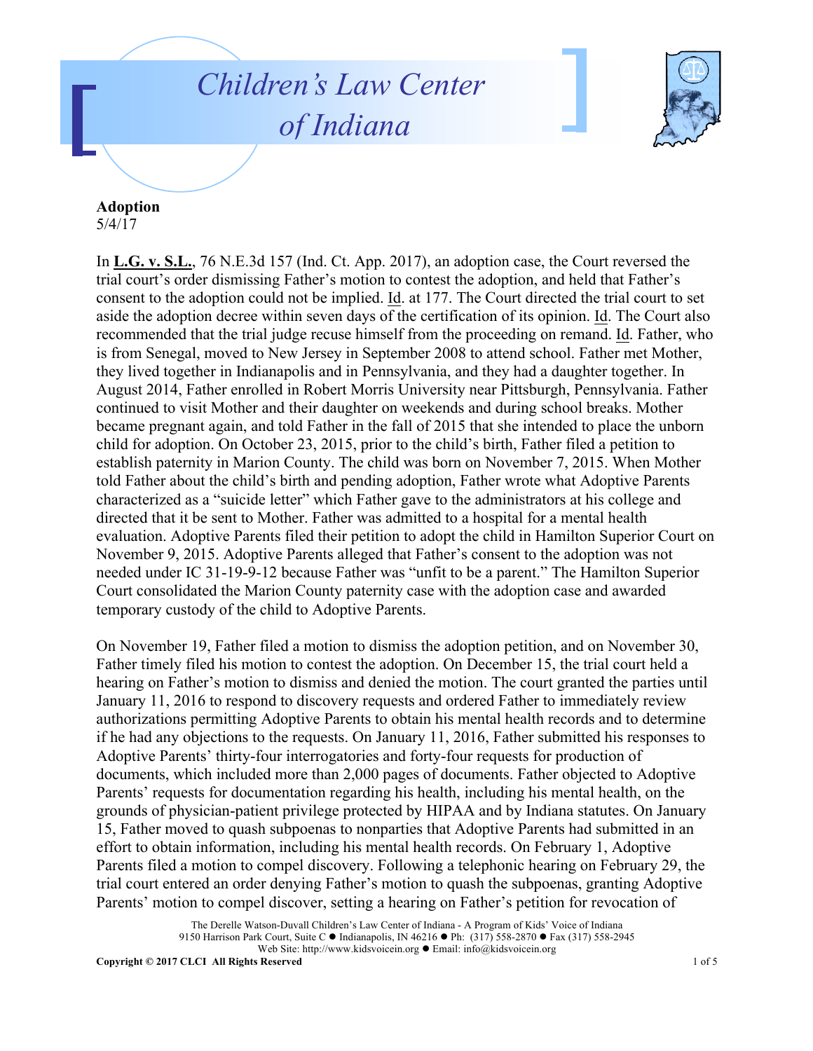# Children's Law Center of Indiana

**Adoption**
5/4/17

In **L.G. v. S.L.**, 76 N.E.3d 157 (Ind. Ct. App. 2017), an adoption case, the Court reversed the trial court's order dismissing Father's motion to contest the adoption, and held that Father's consent to the adoption could not be implied. Id. at 177. The Court directed the trial court to set aside the adoption decree within seven days of the certification of its opinion. Id. The Court also recommended that the trial judge recuse himself from the proceeding on remand. Id. Father, who is from Senegal, moved to New Jersey in September 2008 to attend school. Father met Mother, they lived together in Indianapolis and in Pennsylvania, and they had a daughter together. In August 2014, Father enrolled in Robert Morris University near Pittsburgh, Pennsylvania. Father continued to visit Mother and their daughter on weekends and during school breaks. Mother became pregnant again, and told Father in the fall of 2015 that she intended to place the unborn child for adoption. On October 23, 2015, prior to the child's birth, Father filed a petition to establish paternity in Marion County. The child was born on November 7, 2015. When Mother told Father about the child's birth and pending adoption, Father wrote what Adoptive Parents characterized as a "suicide letter" which Father gave to the administrators at his college and directed that it be sent to Mother. Father was admitted to a hospital for a mental health evaluation. Adoptive Parents filed their petition to adopt the child in Hamilton Superior Court on November 9, 2015. Adoptive Parents alleged that Father's consent to the adoption was not needed under IC 31-19-9-12 because Father was "unfit to be a parent." The Hamilton Superior Court consolidated the Marion County paternity case with the adoption case and awarded temporary custody of the child to Adoptive Parents.

On November 19, Father filed a motion to dismiss the adoption petition, and on November 30, Father timely filed his motion to contest the adoption. On December 15, the trial court held a hearing on Father's motion to dismiss and denied the motion. The court granted the parties until January 11, 2016 to respond to discovery requests and ordered Father to immediately review authorizations permitting Adoptive Parents to obtain his mental health records and to determine if he had any objections to the requests. On January 11, 2016, Father submitted his responses to Adoptive Parents' thirty-four interrogatories and forty-four requests for production of documents, which included more than 2,000 pages of documents. Father objected to Adoptive Parents' requests for documentation regarding his health, including his mental health, on the grounds of physician-patient privilege protected by HIPAA and by Indiana statutes. On January 15, Father moved to quash subpoenas to nonparties that Adoptive Parents had submitted in an effort to obtain information, including his mental health records. On February 1, Adoptive Parents filed a motion to compel discovery. Following a telephonic hearing on February 29, the trial court entered an order denying Father's motion to quash the subpoenas, granting Adoptive Parents' motion to compel discover, setting a hearing on Father's petition for revocation of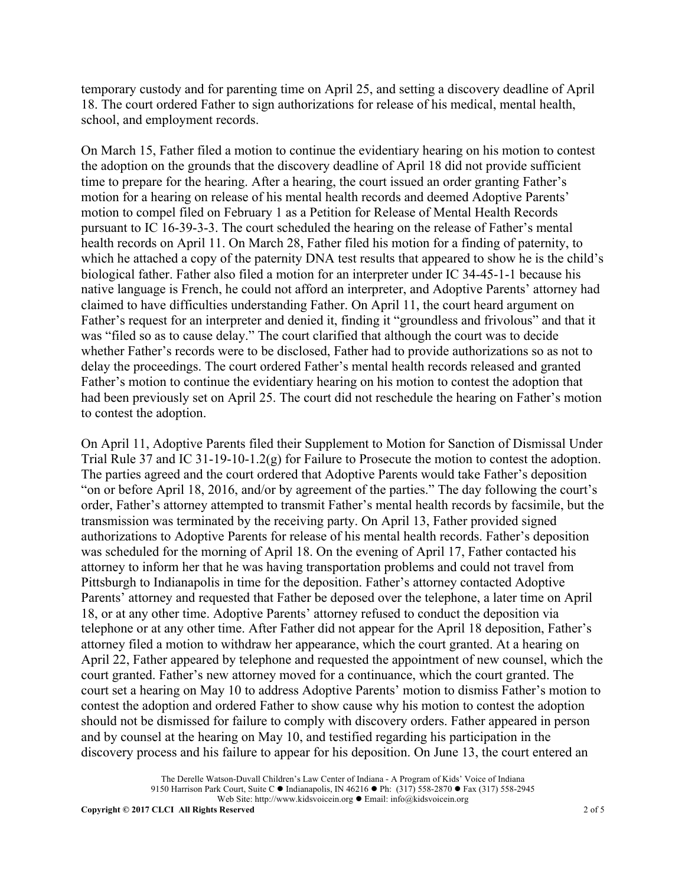temporary custody and for parenting time on April 25, and setting a discovery deadline of April 18. The court ordered Father to sign authorizations for release of his medical, mental health, school, and employment records.

On March 15, Father filed a motion to continue the evidentiary hearing on his motion to contest the adoption on the grounds that the discovery deadline of April 18 did not provide sufficient time to prepare for the hearing. After a hearing, the court issued an order granting Father's motion for a hearing on release of his mental health records and deemed Adoptive Parents' motion to compel filed on February 1 as a Petition for Release of Mental Health Records pursuant to IC 16-39-3-3. The court scheduled the hearing on the release of Father's mental health records on April 11. On March 28, Father filed his motion for a finding of paternity, to which he attached a copy of the paternity DNA test results that appeared to show he is the child's biological father. Father also filed a motion for an interpreter under IC 34-45-1-1 because his native language is French, he could not afford an interpreter, and Adoptive Parents' attorney had claimed to have difficulties understanding Father. On April 11, the court heard argument on Father's request for an interpreter and denied it, finding it "groundless and frivolous" and that it was "filed so as to cause delay." The court clarified that although the court was to decide whether Father's records were to be disclosed, Father had to provide authorizations so as not to delay the proceedings. The court ordered Father's mental health records released and granted Father's motion to continue the evidentiary hearing on his motion to contest the adoption that had been previously set on April 25. The court did not reschedule the hearing on Father's motion to contest the adoption.

On April 11, Adoptive Parents filed their Supplement to Motion for Sanction of Dismissal Under Trial Rule 37 and IC 31-19-10-1.2(g) for Failure to Prosecute the motion to contest the adoption. The parties agreed and the court ordered that Adoptive Parents would take Father's deposition "on or before April 18, 2016, and/or by agreement of the parties." The day following the court's order, Father's attorney attempted to transmit Father's mental health records by facsimile, but the transmission was terminated by the receiving party. On April 13, Father provided signed authorizations to Adoptive Parents for release of his mental health records. Father's deposition was scheduled for the morning of April 18. On the evening of April 17, Father contacted his attorney to inform her that he was having transportation problems and could not travel from Pittsburgh to Indianapolis in time for the deposition. Father's attorney contacted Adoptive Parents' attorney and requested that Father be deposed over the telephone, a later time on April 18, or at any other time. Adoptive Parents' attorney refused to conduct the deposition via telephone or at any other time. After Father did not appear for the April 18 deposition, Father's attorney filed a motion to withdraw her appearance, which the court granted. At a hearing on April 22, Father appeared by telephone and requested the appointment of new counsel, which the court granted. Father's new attorney moved for a continuance, which the court granted. The court set a hearing on May 10 to address Adoptive Parents' motion to dismiss Father's motion to contest the adoption and ordered Father to show cause why his motion to contest the adoption should not be dismissed for failure to comply with discovery orders. Father appeared in person and by counsel at the hearing on May 10, and testified regarding his participation in the discovery process and his failure to appear for his deposition. On June 13, the court entered an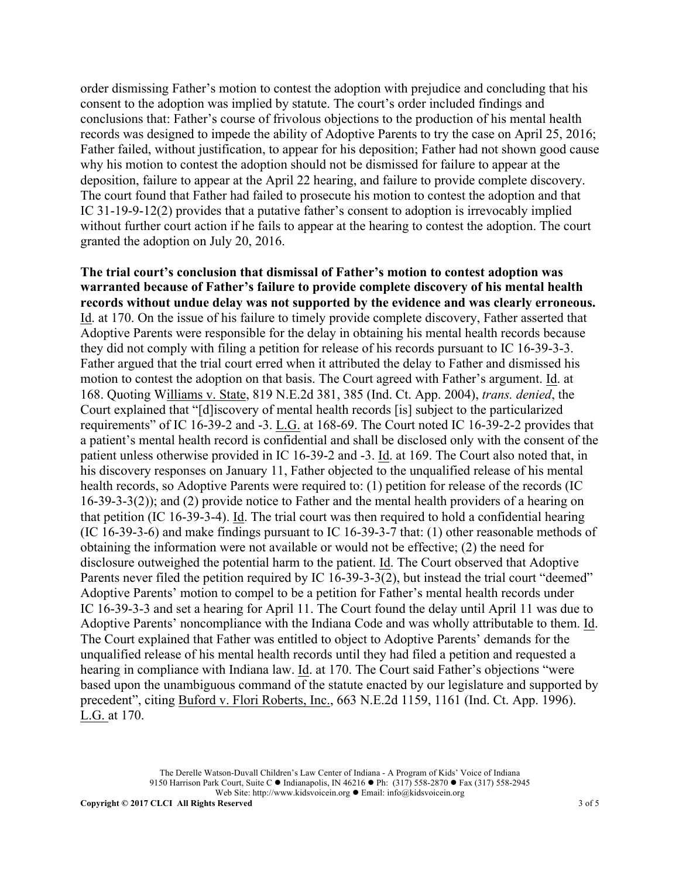order dismissing Father's motion to contest the adoption with prejudice and concluding that his consent to the adoption was implied by statute. The court's order included findings and conclusions that: Father's course of frivolous objections to the production of his mental health records was designed to impede the ability of Adoptive Parents to try the case on April 25, 2016; Father failed, without justification, to appear for his deposition; Father had not shown good cause why his motion to contest the adoption should not be dismissed for failure to appear at the deposition, failure to appear at the April 22 hearing, and failure to provide complete discovery. The court found that Father had failed to prosecute his motion to contest the adoption and that IC 31-19-9-12(2) provides that a putative father's consent to adoption is irrevocably implied without further court action if he fails to appear at the hearing to contest the adoption. The court granted the adoption on July 20, 2016.

**The trial court's conclusion that dismissal of Father's motion to contest adoption was warranted because of Father's failure to provide complete discovery of his mental health records without undue delay was not supported by the evidence and was clearly erroneous.** Id. at 170. On the issue of his failure to timely provide complete discovery, Father asserted that Adoptive Parents were responsible for the delay in obtaining his mental health records because they did not comply with filing a petition for release of his records pursuant to IC 16-39-3-3. Father argued that the trial court erred when it attributed the delay to Father and dismissed his motion to contest the adoption on that basis. The Court agreed with Father's argument. Id. at 168. Quoting Williams v. State, 819 N.E.2d 381, 385 (Ind. Ct. App. 2004), *trans. denied*, the Court explained that "[d]iscovery of mental health records [is] subject to the particularized requirements" of IC 16-39-2 and -3. L.G. at 168-69. The Court noted IC 16-39-2-2 provides that a patient's mental health record is confidential and shall be disclosed only with the consent of the patient unless otherwise provided in IC 16-39-2 and -3. Id. at 169. The Court also noted that, in his discovery responses on January 11, Father objected to the unqualified release of his mental health records, so Adoptive Parents were required to: (1) petition for release of the records (IC 16-39-3-3(2)); and (2) provide notice to Father and the mental health providers of a hearing on that petition (IC 16-39-3-4). Id. The trial court was then required to hold a confidential hearing (IC 16-39-3-6) and make findings pursuant to IC 16-39-3-7 that: (1) other reasonable methods of obtaining the information were not available or would not be effective; (2) the need for disclosure outweighed the potential harm to the patient. Id. The Court observed that Adoptive Parents never filed the petition required by IC 16-39-3-3(2), but instead the trial court "deemed" Adoptive Parents' motion to compel to be a petition for Father's mental health records under IC 16-39-3-3 and set a hearing for April 11. The Court found the delay until April 11 was due to Adoptive Parents' noncompliance with the Indiana Code and was wholly attributable to them. Id. The Court explained that Father was entitled to object to Adoptive Parents' demands for the unqualified release of his mental health records until they had filed a petition and requested a hearing in compliance with Indiana law. Id. at 170. The Court said Father's objections "were based upon the unambiguous command of the statute enacted by our legislature and supported by precedent", citing Buford v. Flori Roberts, Inc., 663 N.E.2d 1159, 1161 (Ind. Ct. App. 1996). L.G. at 170.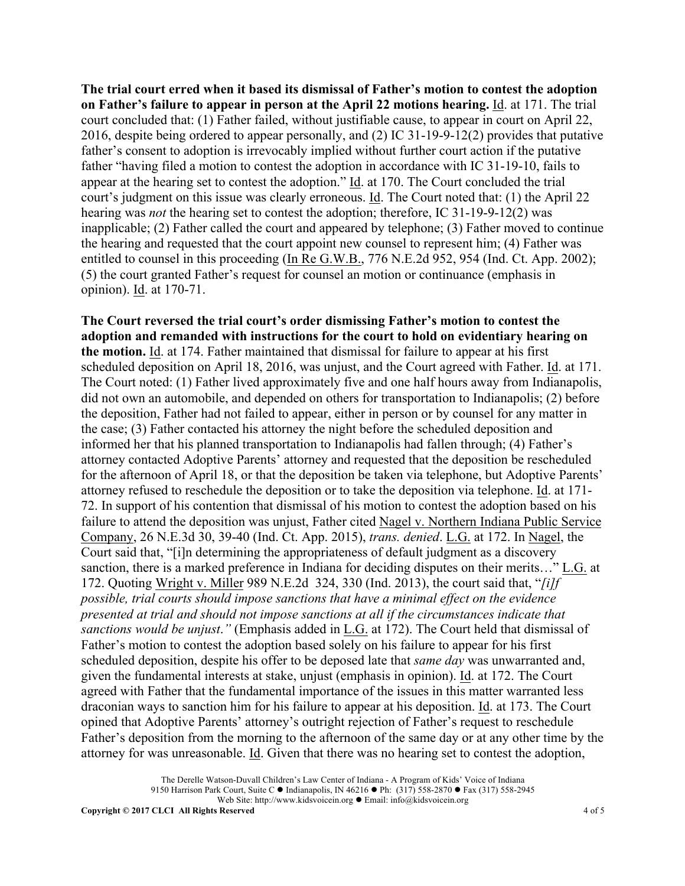**The trial court erred when it based its dismissal of Father's motion to contest the adoption on Father's failure to appear in person at the April 22 motions hearing.** Id. at 171. The trial court concluded that: (1) Father failed, without justifiable cause, to appear in court on April 22, 2016, despite being ordered to appear personally, and (2) IC 31-19-9-12(2) provides that putative father's consent to adoption is irrevocably implied without further court action if the putative father "having filed a motion to contest the adoption in accordance with IC 31-19-10, fails to appear at the hearing set to contest the adoption." Id. at 170. The Court concluded the trial court's judgment on this issue was clearly erroneous. Id. The Court noted that: (1) the April 22 hearing was *not* the hearing set to contest the adoption; therefore, IC 31-19-9-12(2) was inapplicable; (2) Father called the court and appeared by telephone; (3) Father moved to continue the hearing and requested that the court appoint new counsel to represent him; (4) Father was entitled to counsel in this proceeding (In Re G.W.B., 776 N.E.2d 952, 954 (Ind. Ct. App. 2002); (5) the court granted Father's request for counsel an motion or continuance (emphasis in opinion). Id. at 170-71.

**The Court reversed the trial court's order dismissing Father's motion to contest the adoption and remanded with instructions for the court to hold on evidentiary hearing on the motion.** Id. at 174. Father maintained that dismissal for failure to appear at his first scheduled deposition on April 18, 2016, was unjust, and the Court agreed with Father. Id. at 171. The Court noted: (1) Father lived approximately five and one half hours away from Indianapolis, did not own an automobile, and depended on others for transportation to Indianapolis; (2) before the deposition, Father had not failed to appear, either in person or by counsel for any matter in the case; (3) Father contacted his attorney the night before the scheduled deposition and informed her that his planned transportation to Indianapolis had fallen through; (4) Father's attorney contacted Adoptive Parents' attorney and requested that the deposition be rescheduled for the afternoon of April 18, or that the deposition be taken via telephone, but Adoptive Parents' attorney refused to reschedule the deposition or to take the deposition via telephone. Id. at 171-72. In support of his contention that dismissal of his motion to contest the adoption based on his failure to attend the deposition was unjust, Father cited Nagel v. Northern Indiana Public Service Company, 26 N.E.3d 30, 39-40 (Ind. Ct. App. 2015), *trans. denied*. L.G. at 172. In Nagel, the Court said that, "[i]n determining the appropriateness of default judgment as a discovery sanction, there is a marked preference in Indiana for deciding disputes on their merits…" L.G. at 172. Quoting Wright v. Miller 989 N.E.2d 324, 330 (Ind. 2013), the court said that, "*[i]f possible, trial courts should impose sanctions that have a minimal effect on the evidence presented at trial and should not impose sanctions at all if the circumstances indicate that sanctions would be unjust*." (Emphasis added in L.G. at 172). The Court held that dismissal of Father's motion to contest the adoption based solely on his failure to appear for his first scheduled deposition, despite his offer to be deposed late that *same day* was unwarranted and, given the fundamental interests at stake, unjust (emphasis in opinion). Id. at 172. The Court agreed with Father that the fundamental importance of the issues in this matter warranted less draconian ways to sanction him for his failure to appear at his deposition. Id. at 173. The Court opined that Adoptive Parents' attorney's outright rejection of Father's request to reschedule Father's deposition from the morning to the afternoon of the same day or at any other time by the attorney for was unreasonable. Id. Given that there was no hearing set to contest the adoption,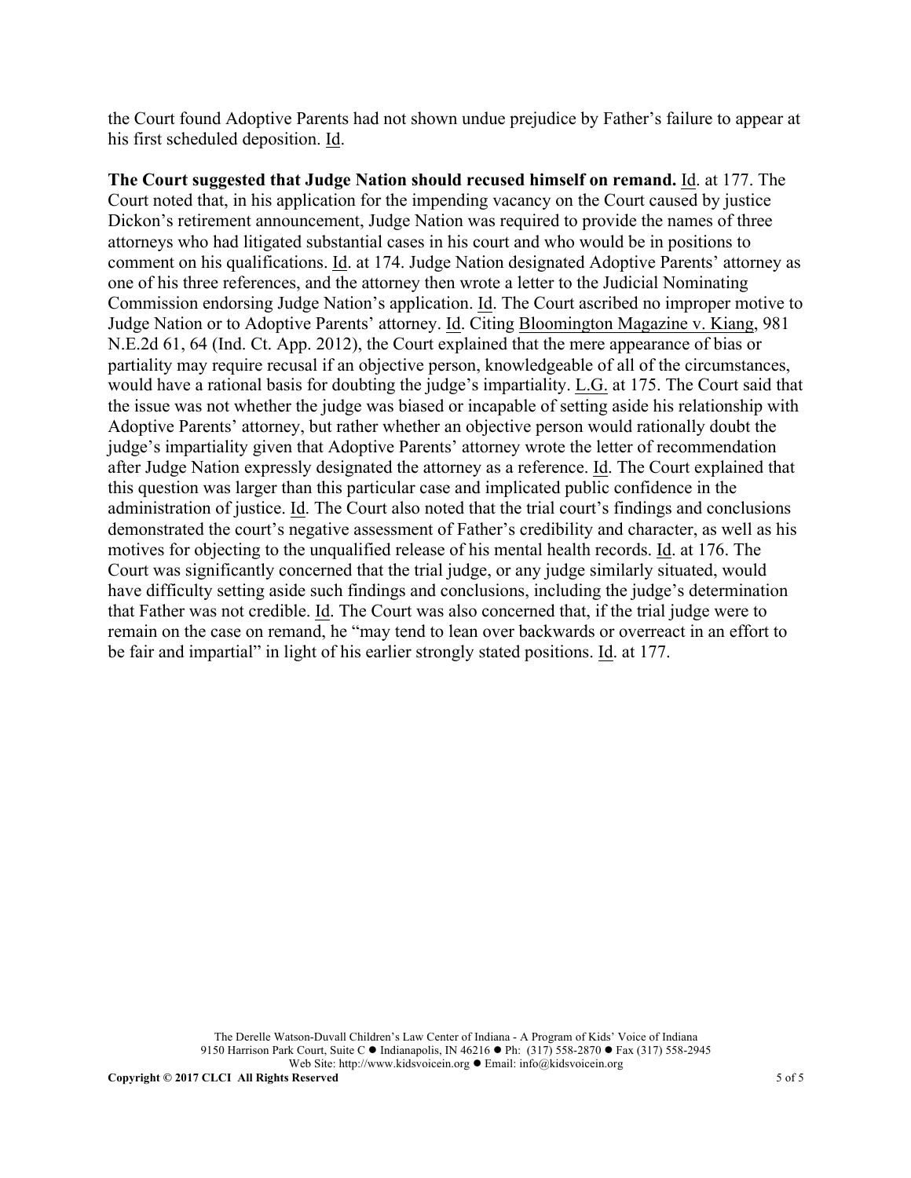the Court found Adoptive Parents had not shown undue prejudice by Father's failure to appear at his first scheduled deposition. Id.

**The Court suggested that Judge Nation should recused himself on remand.** Id. at 177. The Court noted that, in his application for the impending vacancy on the Court caused by justice Dickon's retirement announcement, Judge Nation was required to provide the names of three attorneys who had litigated substantial cases in his court and who would be in positions to comment on his qualifications. Id. at 174. Judge Nation designated Adoptive Parents' attorney as one of his three references, and the attorney then wrote a letter to the Judicial Nominating Commission endorsing Judge Nation's application. Id. The Court ascribed no improper motive to Judge Nation or to Adoptive Parents' attorney. Id. Citing Bloomington Magazine v. Kiang, 981 N.E.2d 61, 64 (Ind. Ct. App. 2012), the Court explained that the mere appearance of bias or partiality may require recusal if an objective person, knowledgeable of all of the circumstances, would have a rational basis for doubting the judge's impartiality. L.G. at 175. The Court said that the issue was not whether the judge was biased or incapable of setting aside his relationship with Adoptive Parents' attorney, but rather whether an objective person would rationally doubt the judge's impartiality given that Adoptive Parents' attorney wrote the letter of recommendation after Judge Nation expressly designated the attorney as a reference. Id. The Court explained that this question was larger than this particular case and implicated public confidence in the administration of justice. Id. The Court also noted that the trial court's findings and conclusions demonstrated the court's negative assessment of Father's credibility and character, as well as his motives for objecting to the unqualified release of his mental health records. Id. at 176. The Court was significantly concerned that the trial judge, or any judge similarly situated, would have difficulty setting aside such findings and conclusions, including the judge's determination that Father was not credible. Id. The Court was also concerned that, if the trial judge were to remain on the case on remand, he "may tend to lean over backwards or overreact in an effort to be fair and impartial" in light of his earlier strongly stated positions. Id. at 177.